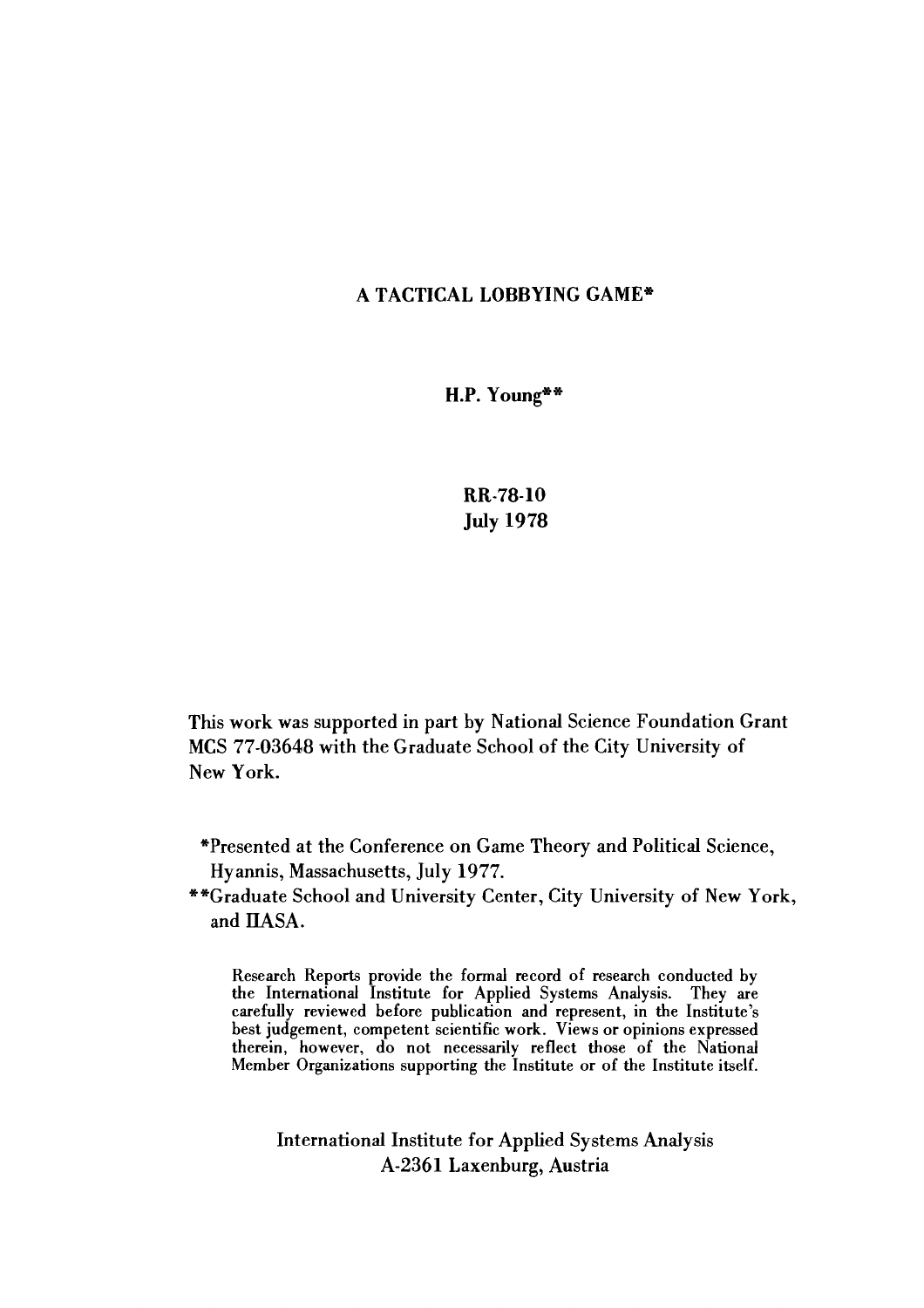# A TACTICAL LOBBYING GAME*

**H.P. Young****

**RR-78-10**
**July 1978**

This work was supported in part by National Science Foundation Grant MCS 77-03648 with the Graduate School of the City University of New York.

*Presented at the Conference on Game Theory and Political Science, Hyannis, Massachusetts, July 1977.

**Graduate School and University Center, City University of New York, and IIASA.

Research Reports provide the formal record of research conducted by the International Institute for Applied Systems Analysis. They are carefully reviewed before publication and represent, in the Institute's best judgement, competent scientific work. Views or opinions expressed therein, however, do not necessarily reflect those of the National Member Organizations supporting the Institute or of the Institute itself.

International Institute for Applied Systems Analysis
A-2361 Laxenburg, Austria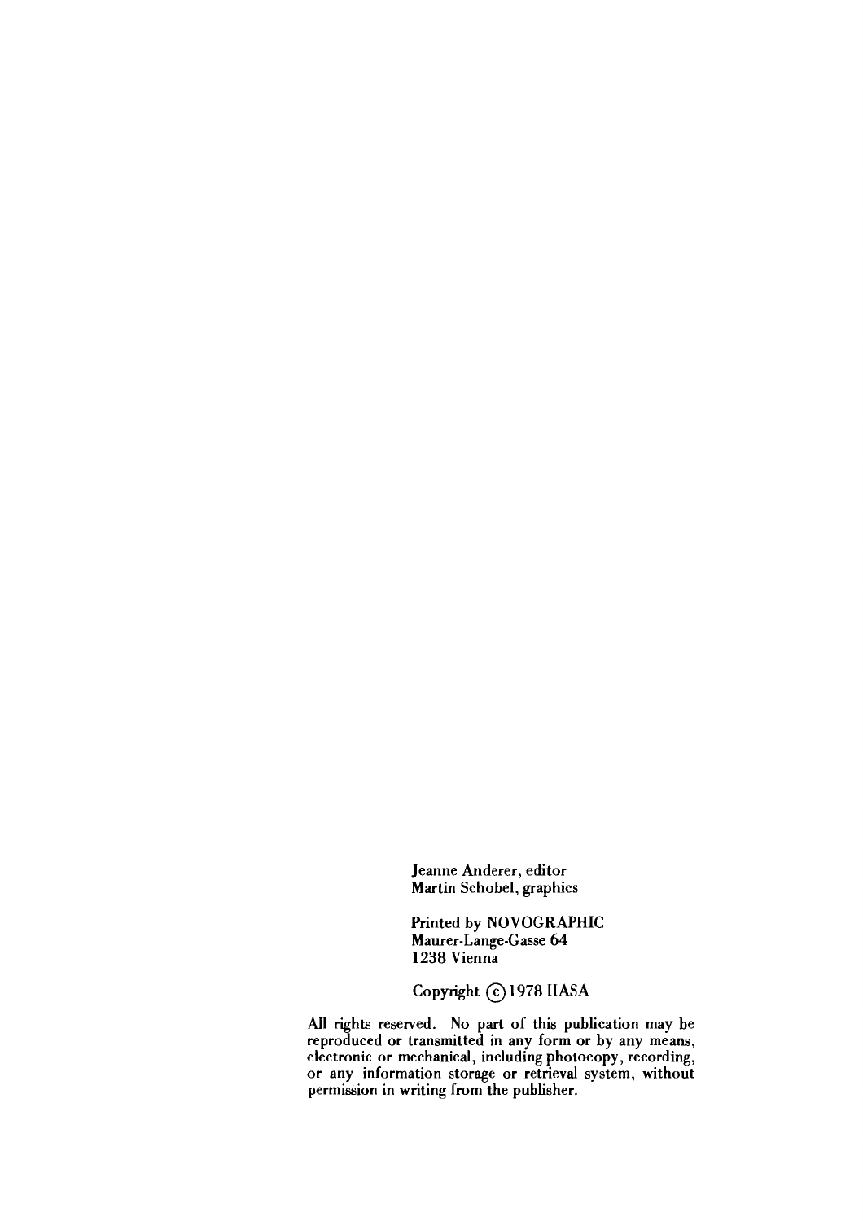Jeanne Anderer, editor
Martin Schobel, graphics

Printed by NOVOGRAPHIC
Maurer-Lange-Gasse 64
1238 Vienna

Copyright © 1978 IIASA

All rights reserved. No part of this publication may be reproduced or transmitted in any form or by any means, electronic or mechanical, including photocopy, recording, or any information storage or retrieval system, without permission in writing from the publisher.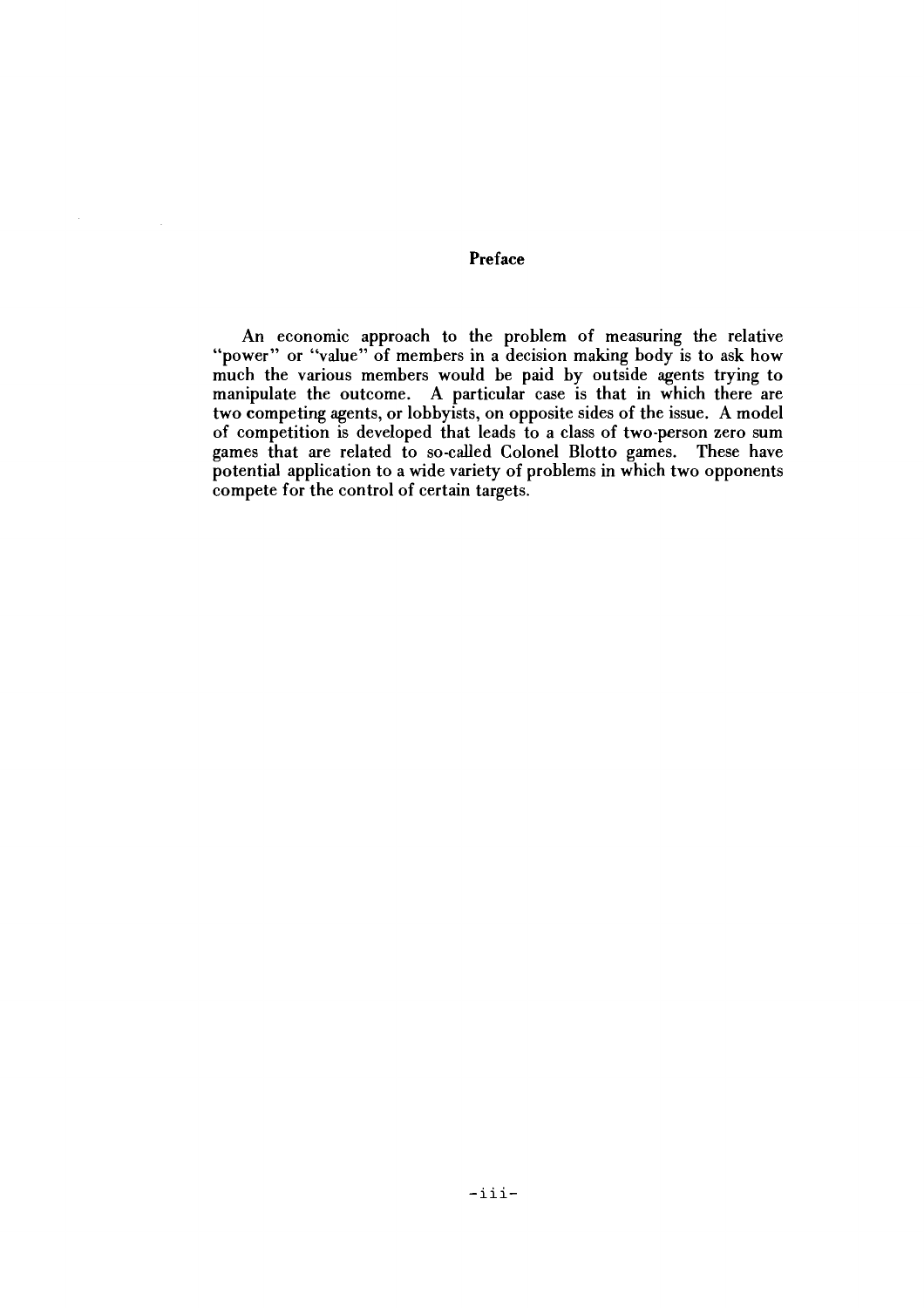## Preface

An economic approach to the problem of measuring the relative "power" or "value" of members in a decision making body is to ask how much the various members would be paid by outside agents trying to manipulate the outcome. A particular case is that in which there are two competing agents, or lobbyists, on opposite sides of the issue. A model of competition is developed that leads to a class of two-person zero sum games that are related to so-called Colonel Blotto games. These have potential application to a wide variety of problems in which two opponents compete for the control of certain targets.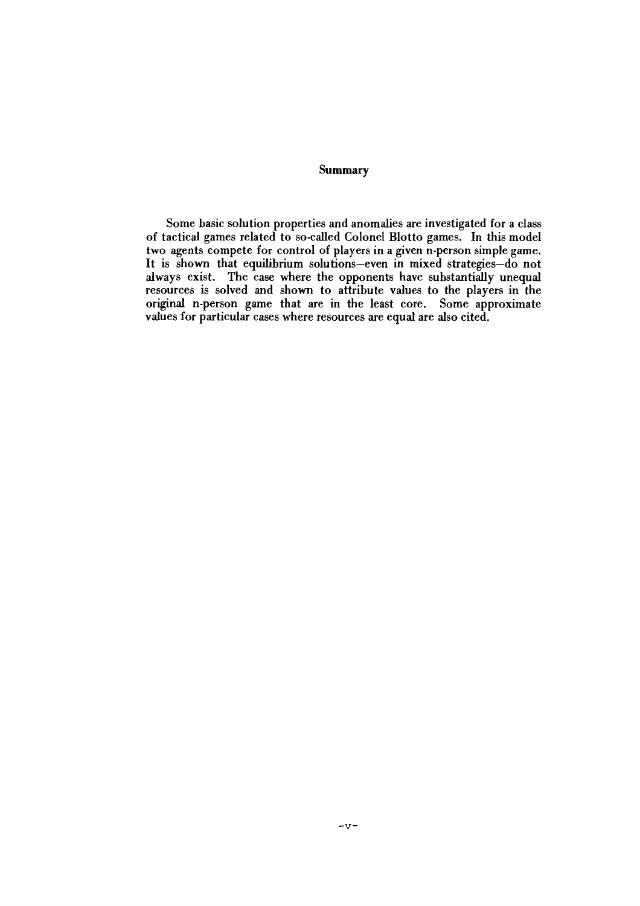# Summary

Some basic solution properties and anomalies are investigated for a class of tactical games related to so-called Colonel Blotto games. In this model two agents compete for control of players in a given n-person simple game. It is shown that equilibrium solutions—even in mixed strategies—do not always exist. The case where the opponents have substantially unequal resources is solved and shown to attribute values to the players in the original n-person game that are in the least core. Some approximate values for particular cases where resources are equal are also cited.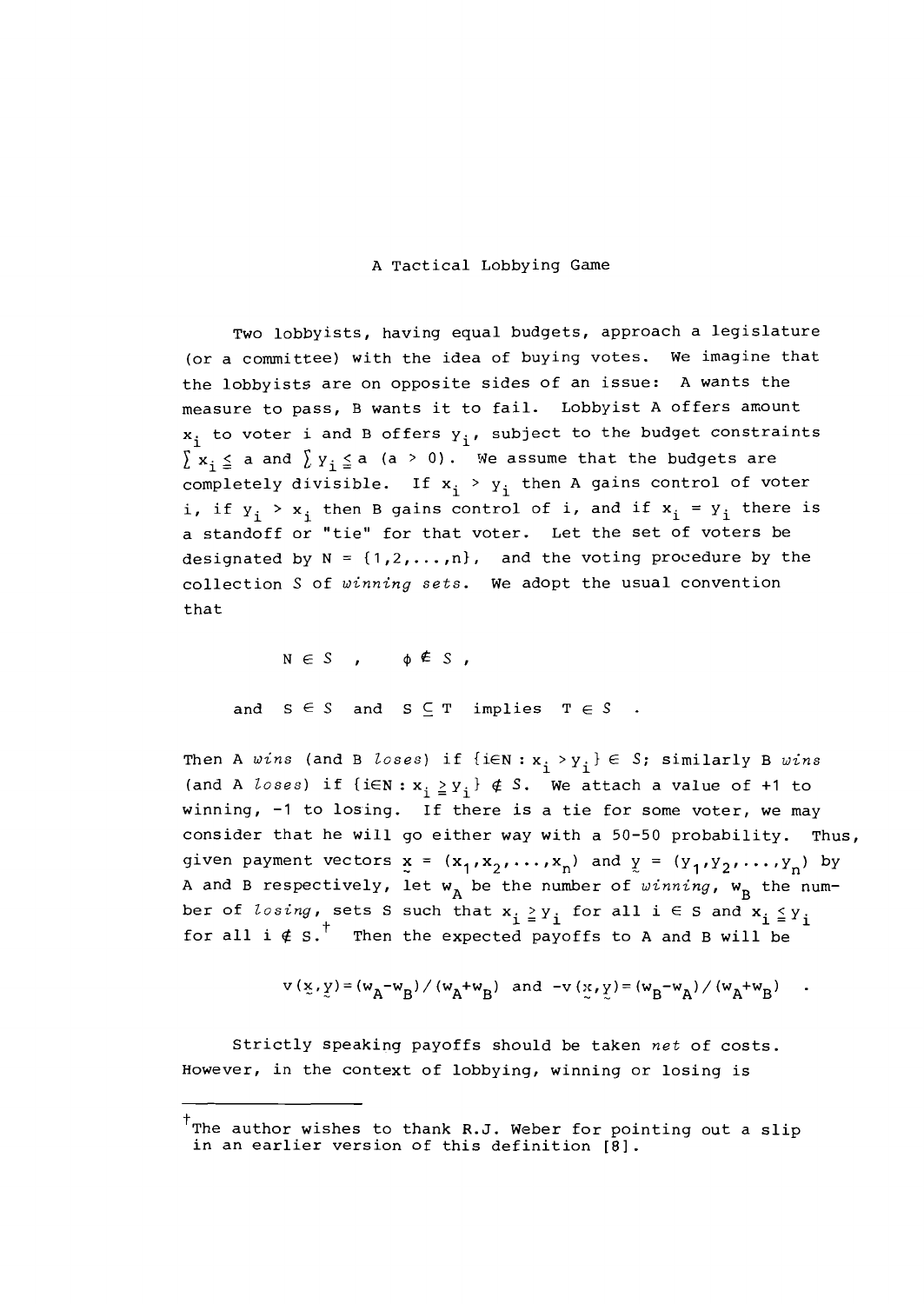## A Tactical Lobbying Game

Two lobbyists, having equal budgets, approach a legislature (or a committee) with the idea of buying votes. We imagine that the lobbyists are on opposite sides of an issue: A wants the measure to pass, B wants it to fail. Lobbyist A offers amount $x_i$ to voter i and B offers $y_i$, subject to the budget constraints $\sum x_i \leqq a$ and $\sum y_i \leqq a$ $(a > 0)$. We assume that the budgets are completely divisible. If $x_i > y_i$ then A gains control of voter i, if $y_i > x_i$ then B gains control of i, and if $x_i = y_i$ there is a standoff or "tie" for that voter. Let the set of voters be designated by $N = \{1,2,\ldots,n\}$, and the voting procedure by the collection $\mathcal{S}$ of *winning sets*. We adopt the usual convention that

$$N \in \mathcal{S} \quad , \quad \phi \notin \mathcal{S} \; ,$$

$$\text{and} \quad S \in \mathcal{S} \quad \text{and} \quad S \subseteq T \quad \text{implies} \quad T \in \mathcal{S} \quad .$$

Then A *wins* (and B *loses*) if $\{i \in N : x_i > y_i\} \in \mathcal{S}$; similarly B *wins* (and A *loses*) if $\{i \in N : x_i \geqq y_i\} \notin \mathcal{S}$. We attach a value of +1 to winning, -1 to losing. If there is a tie for some voter, we may consider that he will go either way with a 50-50 probability. Thus, given payment vectors $\underset{\sim}{x} = (x_1, x_2, \ldots, x_n)$ and $\underset{\sim}{y} = (y_1, y_2, \ldots, y_n)$ by A and B respectively, let $w_A$ be the number of *winning*, $w_B$ the number of *losing*, sets S such that $x_i \geqq y_i$ for all $i \in S$ and $x_i \leqq y_i$ for all $i \notin S$.† Then the expected payoffs to A and B will be

$$v(\underset{\sim}{x},\underset{\sim}{y}) = (w_A - w_B)/(w_A + w_B) \quad \text{and} \quad -v(\underset{\sim}{x},\underset{\sim}{y}) = (w_B - w_A)/(w_A + w_B) \quad .$$

Strictly speaking payoffs should be taken *net* of costs. However, in the context of lobbying, winning or losing is

---

†The author wishes to thank R.J. Weber for pointing out a slip in an earlier version of this definition [8].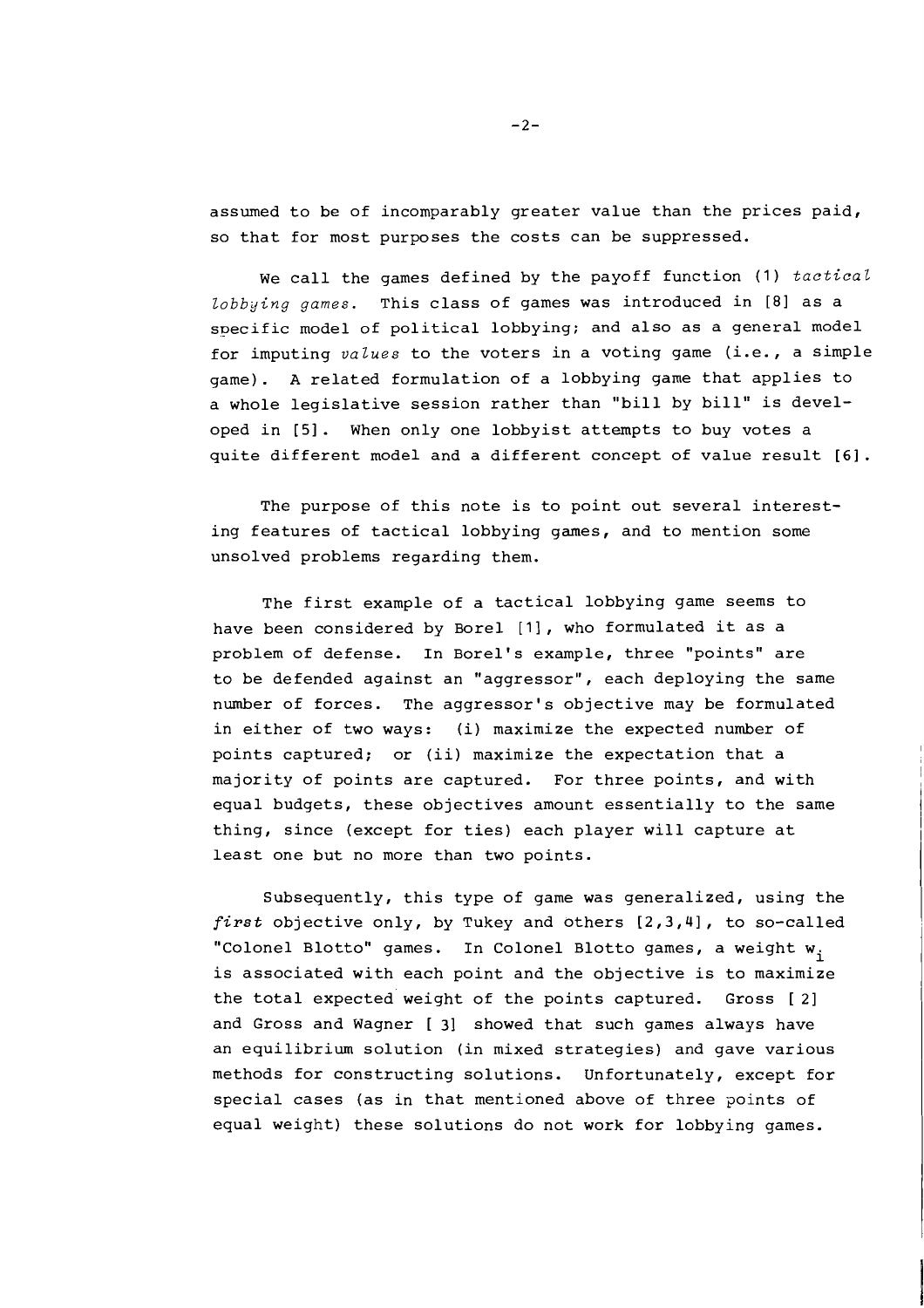assumed to be of incomparably greater value than the prices paid, so that for most purposes the costs can be suppressed.

We call the games defined by the payoff function (1) *tactical lobbying games*. This class of games was introduced in [8] as a specific model of political lobbying; and also as a general model for imputing *values* to the voters in a voting game (i.e., a simple game). A related formulation of a lobbying game that applies to a whole legislative session rather than "bill by bill" is developed in [5]. When only one lobbyist attempts to buy votes a quite different model and a different concept of value result [6].

The purpose of this note is to point out several interesting features of tactical lobbying games, and to mention some unsolved problems regarding them.

The first example of a tactical lobbying game seems to have been considered by Borel [1], who formulated it as a problem of defense. In Borel's example, three "points" are to be defended against an "aggressor", each deploying the same number of forces. The aggressor's objective may be formulated in either of two ways: (i) maximize the expected number of points captured; or (ii) maximize the expectation that a majority of points are captured. For three points, and with equal budgets, these objectives amount essentially to the same thing, since (except for ties) each player will capture at least one but no more than two points.

Subsequently, this type of game was generalized, using the *first* objective only, by Tukey and others [2,3,4], to so-called "Colonel Blotto" games. In Colonel Blotto games, a weight $w_i$ is associated with each point and the objective is to maximize the total expected weight of the points captured. Gross [2] and Gross and Wagner [3] showed that such games always have an equilibrium solution (in mixed strategies) and gave various methods for constructing solutions. Unfortunately, except for special cases (as in that mentioned above of three points of equal weight) these solutions do not work for lobbying games.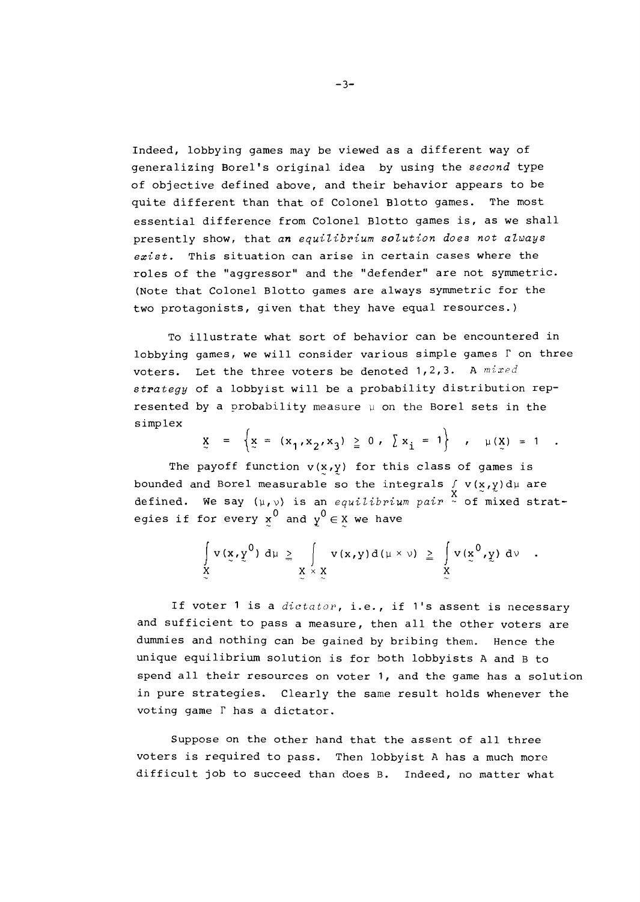Indeed, lobbying games may be viewed as a different way of generalizing Borel's original idea by using the *second* type of objective defined above, and their behavior appears to be quite different than that of Colonel Blotto games. The most essential difference from Colonel Blotto games is, as we shall presently show, that ***an equilibrium solution does not always exist***. This situation can arise in certain cases where the roles of the "aggressor" and the "defender" are not symmetric. (Note that Colonel Blotto games are always symmetric for the two protagonists, given that they have equal resources.)

To illustrate what sort of behavior can be encountered in lobbying games, we will consider various simple games $\Gamma$ on three voters. Let the three voters be denoted 1,2,3. A *mixed strategy* of a lobbyist will be a probability distribution represented by a probability measure $\mu$ on the Borel sets in the simplex

$$\underset{\sim}{X} = \left\{ \underset{\sim}{x} = (x_1, x_2, x_3) \geqq 0 \, , \, \sum x_i = 1 \right\} \quad , \quad \mu(\underset{\sim}{X}) = 1 \quad .$$

The payoff function $v(\underset{\sim}{x},\underset{\sim}{y})$ for this class of games is bounded and Borel measurable so the integrals $\int_{\underset{\sim}{X}} v(\underset{\sim}{x},\underset{\sim}{y})d\mu$ are defined. We say $(\mu,\nu)$ is an *equilibrium pair* of mixed strategies if for every $\underset{\sim}{x}^0$ and $\underset{\sim}{y}^0 \in \underset{\sim}{X}$ we have

$$\int_{\underset{\sim}{X}} v(\underset{\sim}{x},\underset{\sim}{y}^0)\, d\mu \geqq \int_{\underset{\sim}{X} \times \underset{\sim}{X}} v(x,y)\, d(\mu \times \nu) \geqq \int_{\underset{\sim}{X}} v(\underset{\sim}{x}^0,\underset{\sim}{y})\, d\nu \quad .$$

If voter 1 is a *dictator*, i.e., if 1's assent is necessary and sufficient to pass a measure, then all the other voters are dummies and nothing can be gained by bribing them. Hence the unique equilibrium solution is for both lobbyists A and B to spend all their resources on voter 1, and the game has a solution in pure strategies. Clearly the same result holds whenever the voting game $\Gamma$ has a dictator.

Suppose on the other hand that the assent of all three voters is required to pass. Then lobbyist A has a much more difficult job to succeed than does B. Indeed, no matter what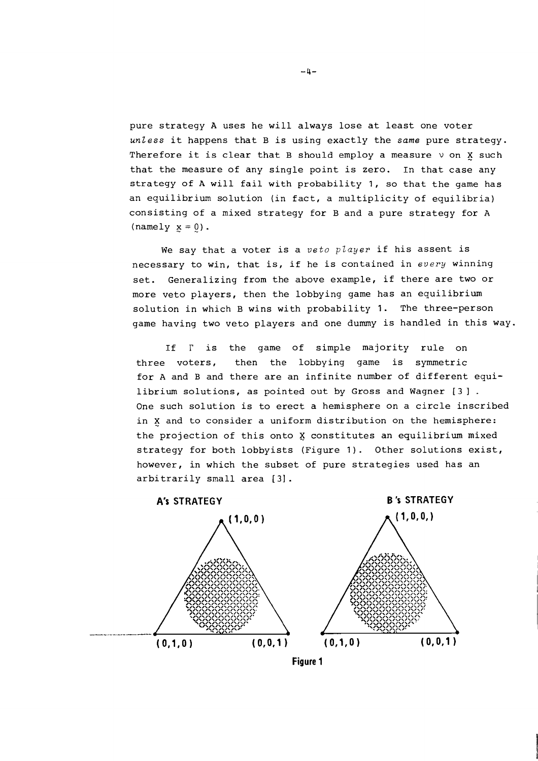pure strategy A uses he will always lose at least one voter *unless* it happens that B is using exactly the *same* pure strategy. Therefore it is clear that B should employ a measure $\nu$ on $\underset{\sim}{X}$ such that the measure of any single point is zero. In that case any strategy of A will fail with probability 1, so that the game has an equilibrium solution (in fact, a multiplicity of equilibria) consisting of a mixed strategy for B and a pure strategy for A (namely $\underset{\sim}{x} = \underset{\sim}{0}$).

We say that a voter is a *veto player* if his assent is necessary to win, that is, if he is contained in *every* winning set. Generalizing from the above example, if there are two or more veto players, then the lobbying game has an equilibrium solution in which B wins with probability 1. The three-person game having two veto players and one dummy is handled in this way.

If $\Gamma$ is the game of simple majority rule on three voters, then the lobbying game is symmetric for A and B and there are an infinite number of different equilibrium solutions, as pointed out by Gross and Wagner [3]. One such solution is to erect a hemisphere on a circle inscribed in $\underset{\sim}{X}$ and to consider a uniform distribution on the hemisphere: the projection of this onto $\underset{\sim}{X}$ constitutes an equilibrium mixed strategy for both lobbyists (Figure 1). Other solutions exist, however, in which the subset of pure strategies used has an arbitrarily small area [3].

**A's STRATEGY** (1,0,0) (0,1,0) (0,0,1)

**B's STRATEGY** (1,0,0,) (0,1,0) (0,0,1)

**Figure 1**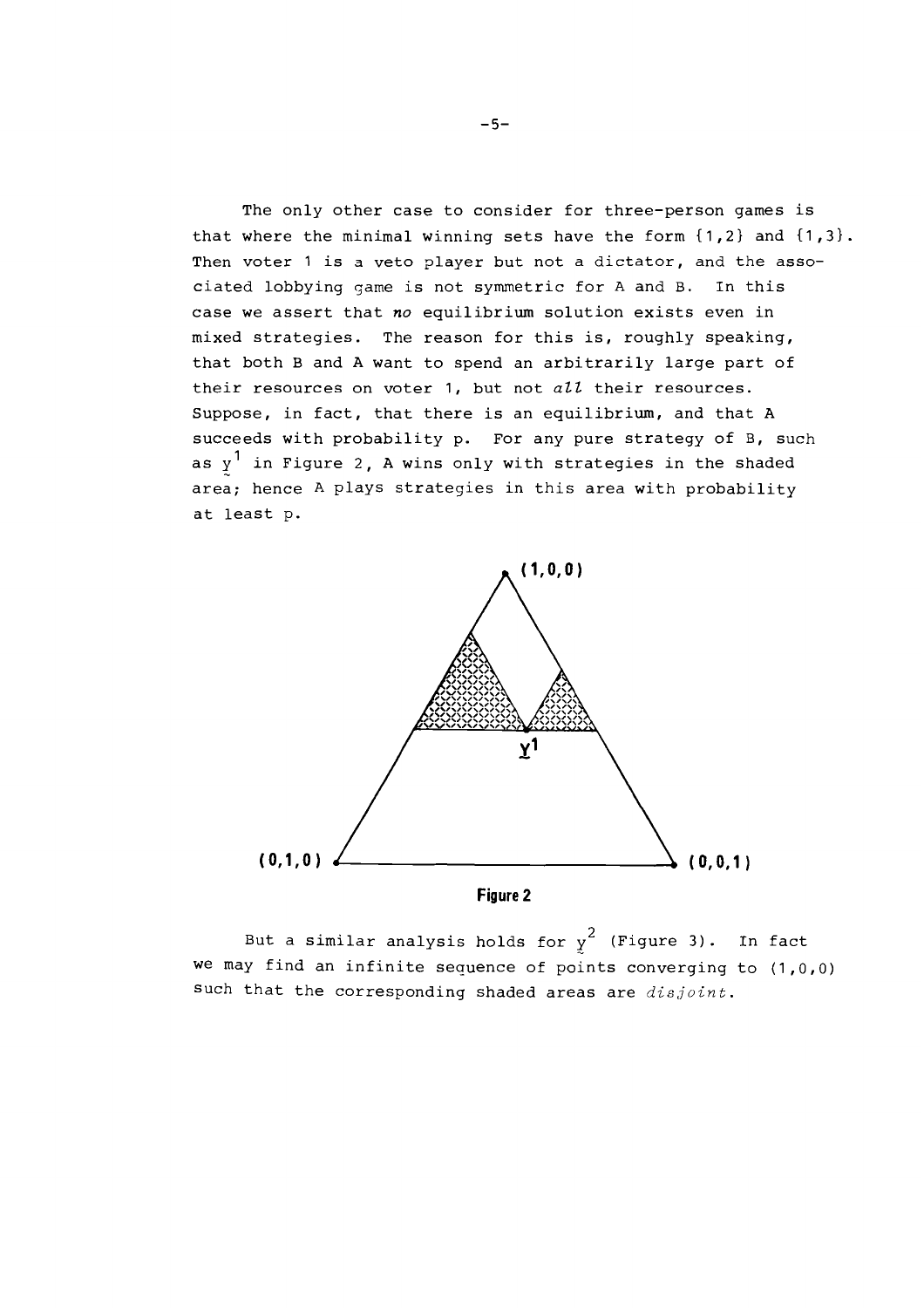The only other case to consider for three-person games is that where the minimal winning sets have the form {1,2} and {1,3}. Then voter 1 is a veto player but not a dictator, and the associated lobbying game is not symmetric for A and B. In this case we assert that *no* equilibrium solution exists even in mixed strategies. The reason for this is, roughly speaking, that both B and A want to spend an arbitrarily large part of their resources on voter 1, but not *all* their resources. Suppose, in fact, that there is an equilibrium, and that A succeeds with probability p. For any pure strategy of B, such as $\underset{\sim}{y}^1$ in Figure 2, A wins only with strategies in the shaded area; hence A plays strategies in this area with probability at least p.

**Figure 2**

But a similar analysis holds for $\underset{\sim}{y}^2$ (Figure 3). In fact we may find an infinite sequence of points converging to (1,0,0) such that the corresponding shaded areas are *disjoint*.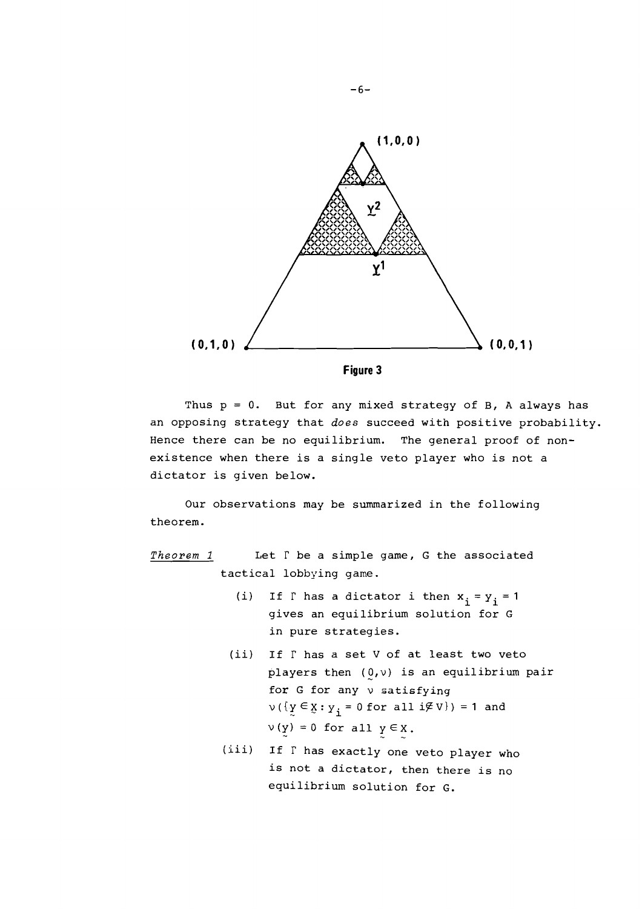Figure 3

Thus $p = 0$. But for any mixed strategy of B, A always has an opposing strategy that *does* succeed with positive probability. Hence there can be no equilibrium. The general proof of non-existence when there is a single veto player who is not a dictator is given below.

Our observations may be summarized in the following theorem.

*Theorem 1* Let $\Gamma$ be a simple game, G the associated tactical lobbying game.

(i) If $\Gamma$ has a dictator i then $x_i = y_i = 1$ gives an equilibrium solution for G in pure strategies.

(ii) If $\Gamma$ has a set V of at least two veto players then $(\underset{\sim}{0},\nu)$ is an equilibrium pair for G for any $\nu$ satisfying $\nu(\{\underset{\sim}{y} \in \underset{\sim}{X} : y_i = 0 \text{ for all } i \notin V\}) = 1$ and $\nu(\underset{\sim}{y}) = 0$ for all $\underset{\sim}{y} \in \underset{\sim}{X}$.

(iii) If $\Gamma$ has exactly one veto player who is not a dictator, then there is no equilibrium solution for G.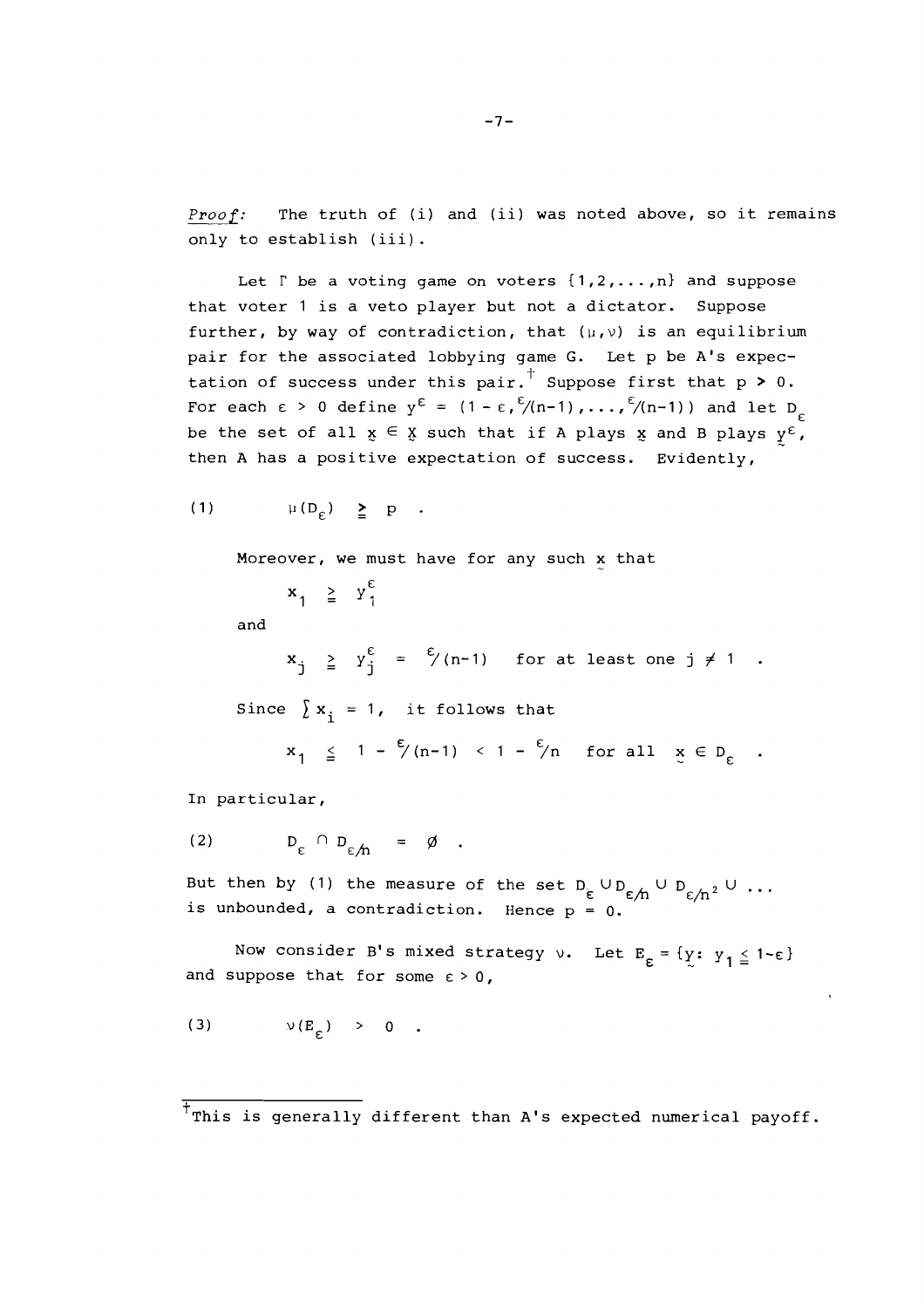*Proof:* The truth of (i) and (ii) was noted above, so it remains only to establish (iii).

Let $\Gamma$ be a voting game on voters $\{1,2,\ldots,n\}$ and suppose that voter 1 is a veto player but not a dictator. Suppose further, by way of contradiction, that $(\mu,\nu)$ is an equilibrium pair for the associated lobbying game G. Let p be A's expectation of success under this pair.[†] Suppose first that $p > 0$. For each $\varepsilon > 0$ define $y^\varepsilon = (1-\varepsilon, \varepsilon/(n-1), \ldots, \varepsilon/(n-1))$ and let $D_\varepsilon$ be the set of all $\underset{\sim}{x} \in \underset{\sim}{X}$ such that if A plays $\underset{\sim}{x}$ and B plays $\underset{\sim}{y}^\varepsilon$, then A has a positive expectation of success. Evidently,

$$(1) \qquad \mu(D_\varepsilon) \geqq p \quad .$$

Moreover, we must have for any such $\underset{\sim}{x}$ that

$$x_1 \geqq y_1^\varepsilon$$

and

$$x_j \geqq y_j^\varepsilon = \varepsilon/(n-1) \quad \text{for at least one } j \neq 1 \quad .$$

Since $\sum x_i = 1$, it follows that

$$x_1 \leqq 1 - \varepsilon/(n-1) < 1 - \varepsilon/n \quad \text{for all } \underset{\sim}{x} \in D_\varepsilon \quad .$$

In particular,

$$(2) \qquad D_\varepsilon \cap D_{\varepsilon/n} = \emptyset \quad .$$

But then by (1) the measure of the set $D_\varepsilon \cup D_{\varepsilon/n} \cup D_{\varepsilon/n^2} \cup \ldots$ is unbounded, a contradiction. Hence $p = 0$.

Now consider B's mixed strategy $\nu$. Let $E_\varepsilon = \{\underset{\sim}{y}: y_1 \leqq 1-\varepsilon\}$ and suppose that for some $\varepsilon > 0$,

$$(3) \qquad \nu(E_\varepsilon) > 0 \quad .$$

---

[†] This is generally different than A's expected numerical payoff.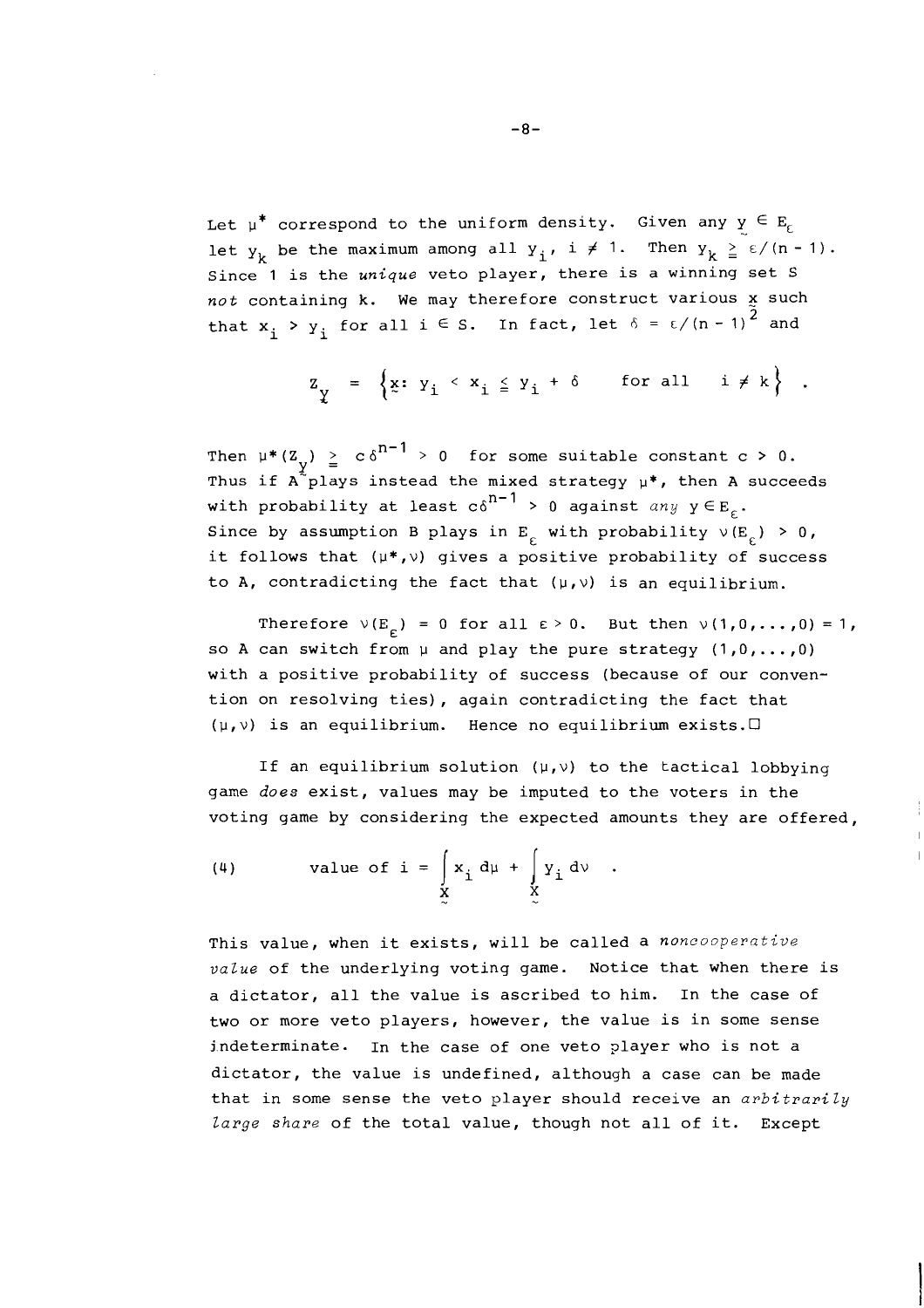Let $\mu^*$ correspond to the uniform density. Given any $\underset{\sim}{y} \in E_\varepsilon$ let $y_k$ be the maximum among all $y_i$, $i \neq 1$. Then $y_k \geqq \varepsilon/(n-1)$. Since 1 is the *unique* veto player, there is a winning set S *not* containing k. We may therefore construct various $\underset{\sim}{x}$ such that $x_i > y_i$ for all $i \in S$. In fact, let $\delta = \varepsilon/(n-1)^2$ and

$$Z_{\underset{\sim}{y}} = \left\{ \underset{\sim}{x} \colon \; y_i < x_i \leqq y_i + \delta \quad \text{for all} \quad i \neq k \right\} .$$

Then $\mu^*(Z_{\underset{\sim}{y}}) \geqq c\delta^{n-1} > 0$ for some suitable constant $c > 0$. Thus if A plays instead the mixed strategy $\mu^*$, then A succeeds with probability at least $c\delta^{n-1} > 0$ against *any* $y \in E_\varepsilon$. Since by assumption B plays in $E_\varepsilon$ with probability $\nu(E_\varepsilon) > 0$, it follows that $(\mu^*, \nu)$ gives a positive probability of success to A, contradicting the fact that $(\mu, \nu)$ is an equilibrium.

Therefore $\nu(E_\varepsilon) = 0$ for all $\varepsilon > 0$. But then $\nu(1,0,\ldots,0) = 1$, so A can switch from $\mu$ and play the pure strategy $(1,0,\ldots,0)$ with a positive probability of success (because of our convention on resolving ties), again contradicting the fact that $(\mu, \nu)$ is an equilibrium. Hence no equilibrium exists.□

If an equilibrium solution $(\mu, \nu)$ to the tactical lobbying game *does* exist, values may be imputed to the voters in the voting game by considering the expected amounts they are offered,

$$\text{(4)} \qquad \text{value of } i = \int_{\underset{\sim}{X}} x_i \, d\mu + \int_{\underset{\sim}{X}} y_i \, d\nu \quad .$$

This value, when it exists, will be called a *noncooperative value* of the underlying voting game. Notice that when there is a dictator, all the value is ascribed to him. In the case of two or more veto players, however, the value is in some sense indeterminate. In the case of one veto player who is not a dictator, the value is undefined, although a case can be made that in some sense the veto player should receive an *arbitrarily large share* of the total value, though not all of it. Except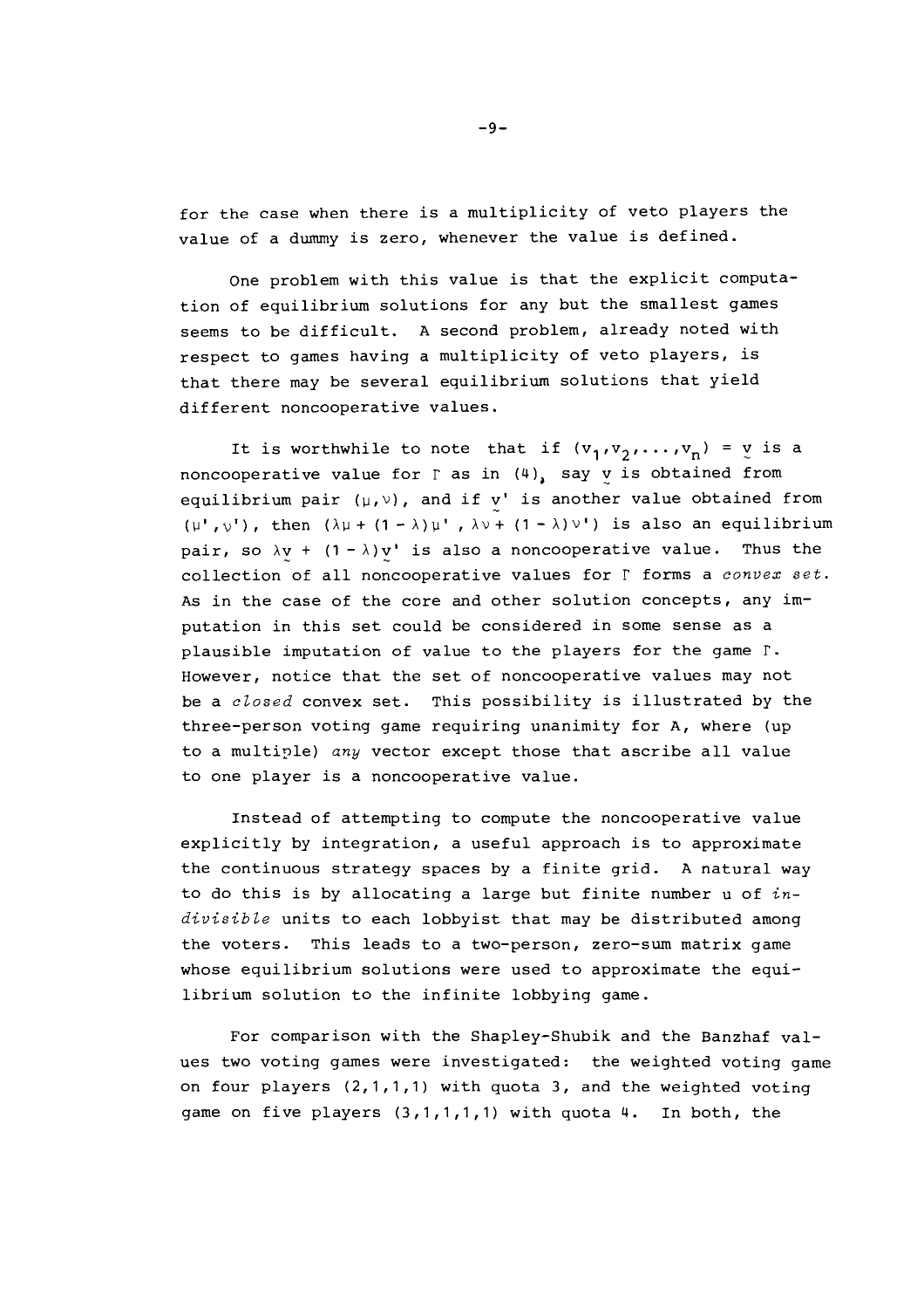for the case when there is a multiplicity of veto players the value of a dummy is zero, whenever the value is defined.

One problem with this value is that the explicit computation of equilibrium solutions for any but the smallest games seems to be difficult. A second problem, already noted with respect to games having a multiplicity of veto players, is that there may be several equilibrium solutions that yield different noncooperative values.

It is worthwhile to note that if $(v_1, v_2, \ldots, v_n) = \underset{\sim}{v}$ is a noncooperative value for $\Gamma$ as in (4), say $\underset{\sim}{v}$ is obtained from equilibrium pair $(\mu, \nu)$, and if $\underset{\sim}{v}'$ is another value obtained from $(\mu', \nu')$, then $(\lambda\mu + (1-\lambda)\mu', \lambda\nu + (1-\lambda)\nu')$ is also an equilibrium pair, so $\lambda\underset{\sim}{v} + (1-\lambda)\underset{\sim}{v}'$ is also a noncooperative value. Thus the collection of all noncooperative values for $\Gamma$ forms a *convex set*. As in the case of the core and other solution concepts, any imputation in this set could be considered in some sense as a plausible imputation of value to the players for the game $\Gamma$. However, notice that the set of noncooperative values may not be a *closed* convex set. This possibility is illustrated by the three-person voting game requiring unanimity for A, where (up to a multiple) *any* vector except those that ascribe all value to one player is a noncooperative value.

Instead of attempting to compute the noncooperative value explicitly by integration, a useful approach is to approximate the continuous strategy spaces by a finite grid. A natural way to do this is by allocating a large but finite number u of *indivisible* units to each lobbyist that may be distributed among the voters. This leads to a two-person, zero-sum matrix game whose equilibrium solutions were used to approximate the equilibrium solution to the infinite lobbying game.

For comparison with the Shapley-Shubik and the Banzhaf values two voting games were investigated: the weighted voting game on four players (2,1,1,1) with quota 3, and the weighted voting game on five players (3,1,1,1,1) with quota 4. In both, the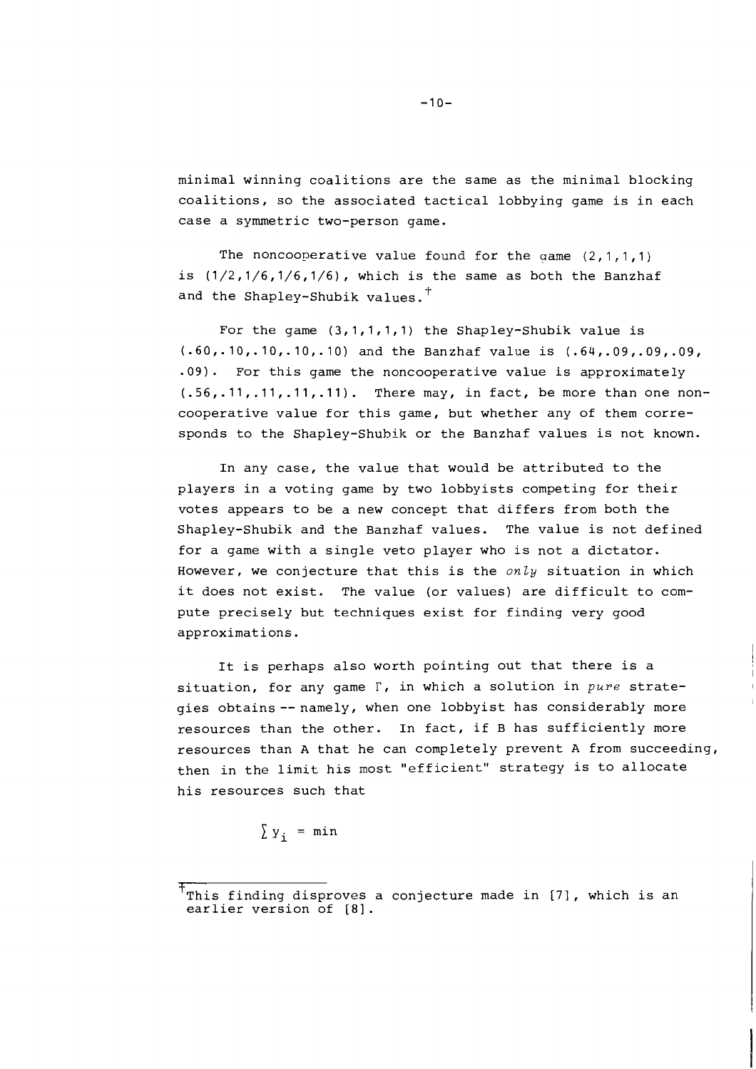minimal winning coalitions are the same as the minimal blocking coalitions, so the associated tactical lobbying game is in each case a symmetric two-person game.

The noncooperative value found for the game (2,1,1,1) is (1/2,1/6,1/6,1/6), which is the same as both the Banzhaf and the Shapley-Shubik values.[†]

For the game (3,1,1,1,1) the Shapley-Shubik value is (.60,.10,.10,.10,.10) and the Banzhaf value is (.64,.09,.09,.09,.09). For this game the noncooperative value is approximately (.56,.11,.11,.11,.11). There may, in fact, be more than one noncooperative value for this game, but whether any of them corresponds to the Shapley-Shubik or the Banzhaf values is not known.

In any case, the value that would be attributed to the players in a voting game by two lobbyists competing for their votes appears to be a new concept that differs from both the Shapley-Shubik and the Banzhaf values. The value is not defined for a game with a single veto player who is not a dictator. However, we conjecture that this is the *only* situation in which it does not exist. The value (or values) are difficult to compute precisely but techniques exist for finding very good approximations.

It is perhaps also worth pointing out that there is a situation, for any game $\Gamma$, in which a solution in *pure* strategies obtains -- namely, when one lobbyist has considerably more resources than the other. In fact, if B has sufficiently more resources than A that he can completely prevent A from succeeding, then in the limit his most "efficient" strategy is to allocate his resources such that

$$\sum y_i = \min$$

---

[†] This finding disproves a conjecture made in [7], which is an earlier version of [8].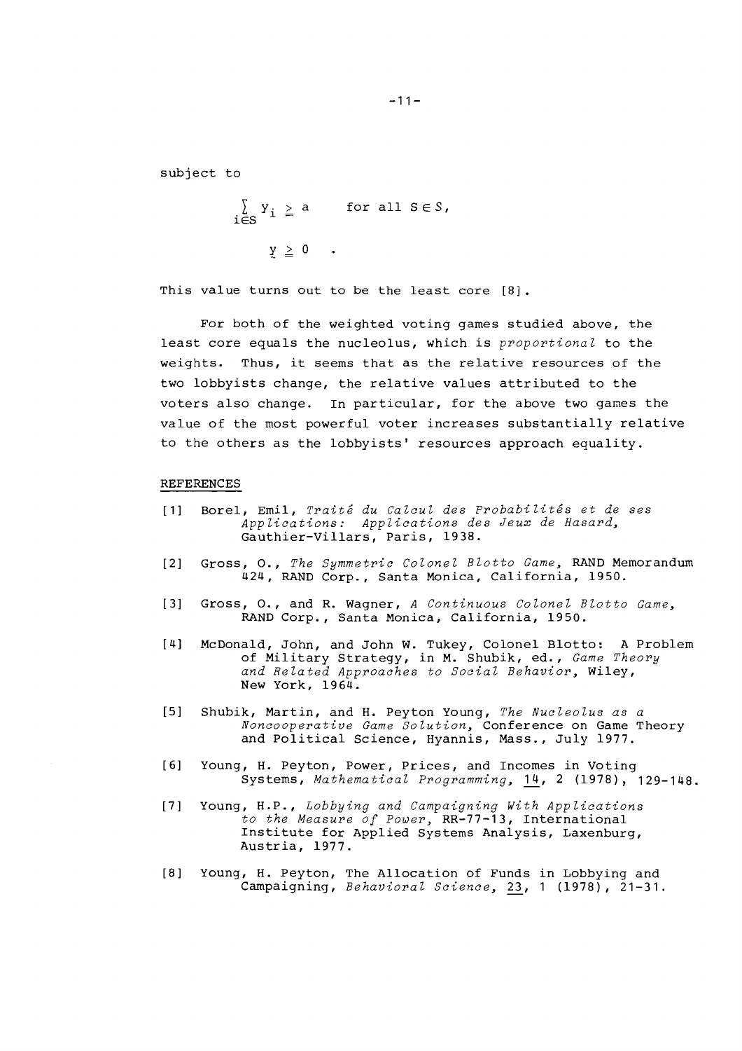subject to

$$\sum_{i \in S} y_i \geq a \qquad \text{for all } S \in \mathcal{S},$$

$$\underset{\sim}{y} \geq 0 \quad .$$

This value turns out to be the least core [8].

For both of the weighted voting games studied above, the least core equals the nucleolus, which is *proportional* to the weights. Thus, it seems that as the relative resources of the two lobbyists change, the relative values attributed to the voters also change. In particular, for the above two games the value of the most powerful voter increases substantially relative to the others as the lobbyists' resources approach equality.

## REFERENCES

[1] Borel, Emil, *Traité du Calcul des Probabilités et de ses Applications: Applications des Jeux de Hasard*, Gauthier-Villars, Paris, 1938.

[2] Gross, O., *The Symmetric Colonel Blotto Game*, RAND Memorandum 424, RAND Corp., Santa Monica, California, 1950.

[3] Gross, O., and R. Wagner, *A Continuous Colonel Blotto Game*, RAND Corp., Santa Monica, California, 1950.

[4] McDonald, John, and John W. Tukey, Colonel Blotto: A Problem of Military Strategy, in M. Shubik, ed., *Game Theory and Related Approaches to Social Behavior*, Wiley, New York, 1964.

[5] Shubik, Martin, and H. Peyton Young, *The Nucleolus as a Noncooperative Game Solution*, Conference on Game Theory and Political Science, Hyannis, Mass., July 1977.

[6] Young, H. Peyton, Power, Prices, and Incomes in Voting Systems, *Mathematical Programming*, 14, 2 (1978), 129-148.

[7] Young, H.P., *Lobbying and Campaigning With Applications to the Measure of Power*, RR-77-13, International Institute for Applied Systems Analysis, Laxenburg, Austria, 1977.

[8] Young, H. Peyton, The Allocation of Funds in Lobbying and Campaigning, *Behavioral Science*, 23, 1 (1978), 21-31.